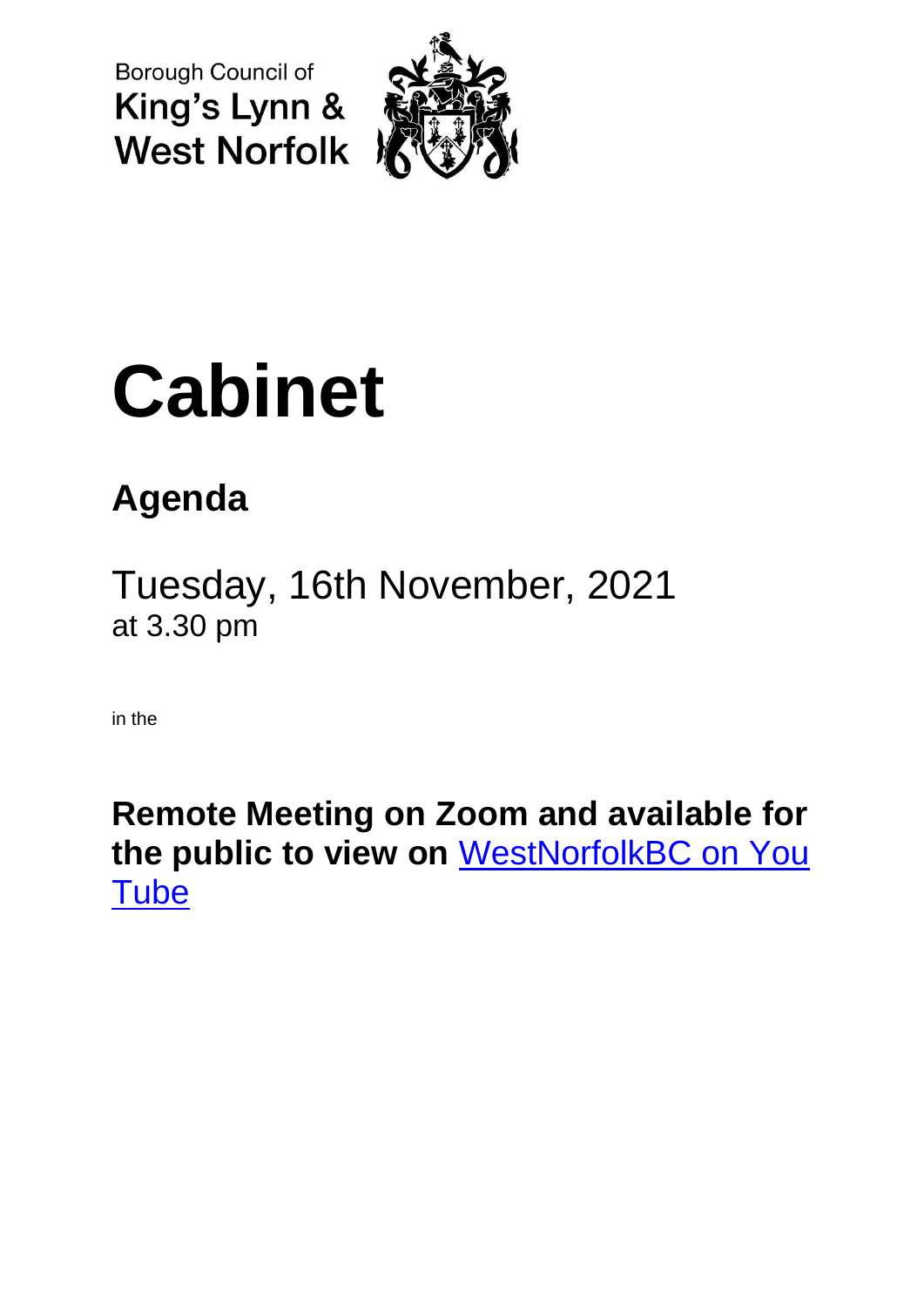Borough Council of
King's Lynn &
West Norfolk

# Cabinet

## Agenda

Tuesday, 16th November, 2021
at 3.30 pm

in the

**Remote Meeting on Zoom and available for the public to view on** [WestNorfolkBC on You Tube]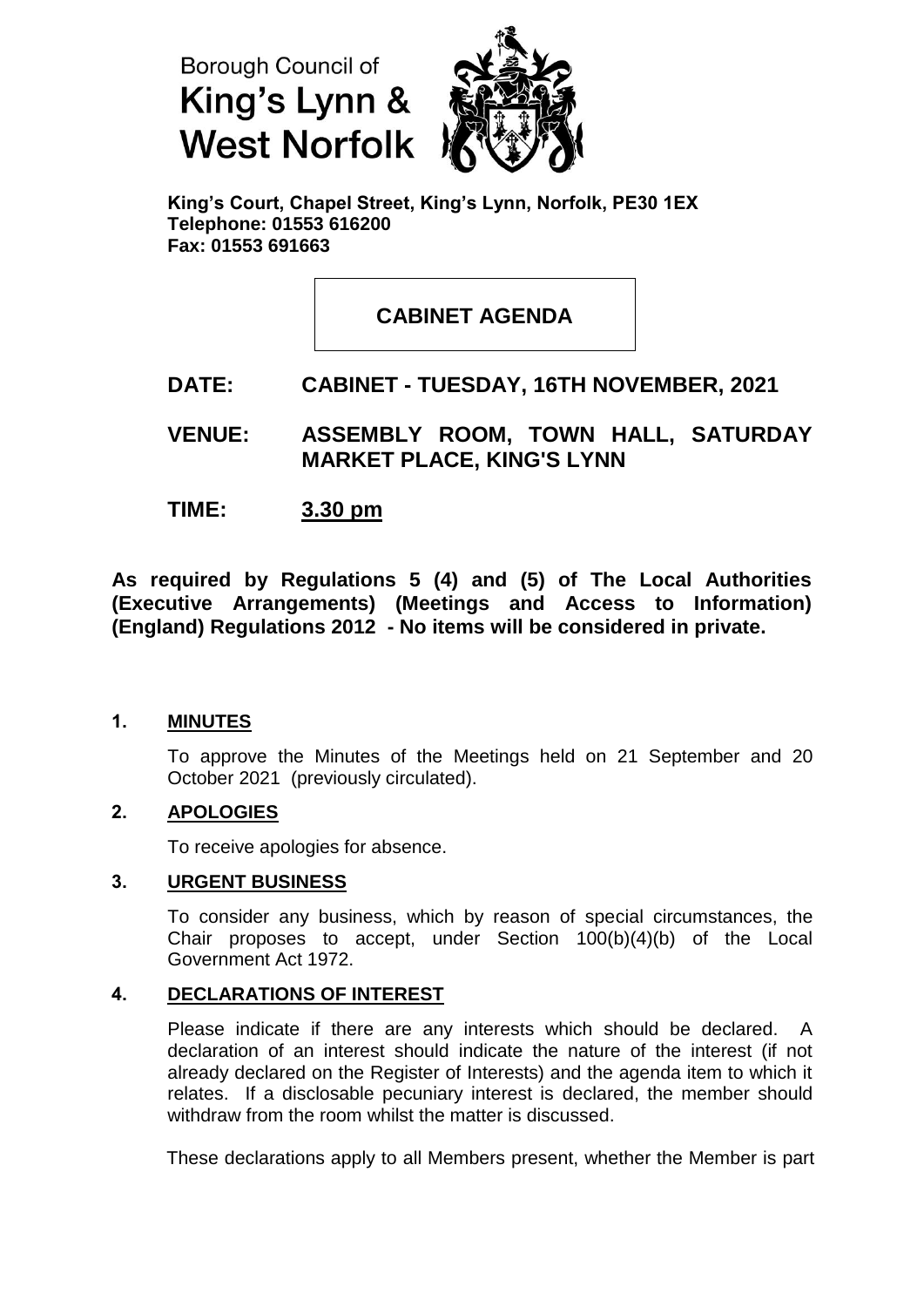Borough Council of
**King's Lynn & West Norfolk**

**King's Court, Chapel Street, King's Lynn, Norfolk, PE30 1EX**
**Telephone: 01553 616200**
**Fax: 01553 691663**

# CABINET AGENDA

**DATE: CABINET - TUESDAY, 16TH NOVEMBER, 2021**

**VENUE: ASSEMBLY ROOM, TOWN HALL, SATURDAY MARKET PLACE, KING'S LYNN**

**TIME: 3.30 pm**

**As required by Regulations 5 (4) and (5) of The Local Authorities (Executive Arrangements) (Meetings and Access to Information) (England) Regulations 2012 - No items will be considered in private.**

## 1. MINUTES

To approve the Minutes of the Meetings held on 21 September and 20 October 2021 (previously circulated).

## 2. APOLOGIES

To receive apologies for absence.

## 3. URGENT BUSINESS

To consider any business, which by reason of special circumstances, the Chair proposes to accept, under Section 100(b)(4)(b) of the Local Government Act 1972.

## 4. DECLARATIONS OF INTEREST

Please indicate if there are any interests which should be declared. A declaration of an interest should indicate the nature of the interest (if not already declared on the Register of Interests) and the agenda item to which it relates. If a disclosable pecuniary interest is declared, the member should withdraw from the room whilst the matter is discussed.

These declarations apply to all Members present, whether the Member is part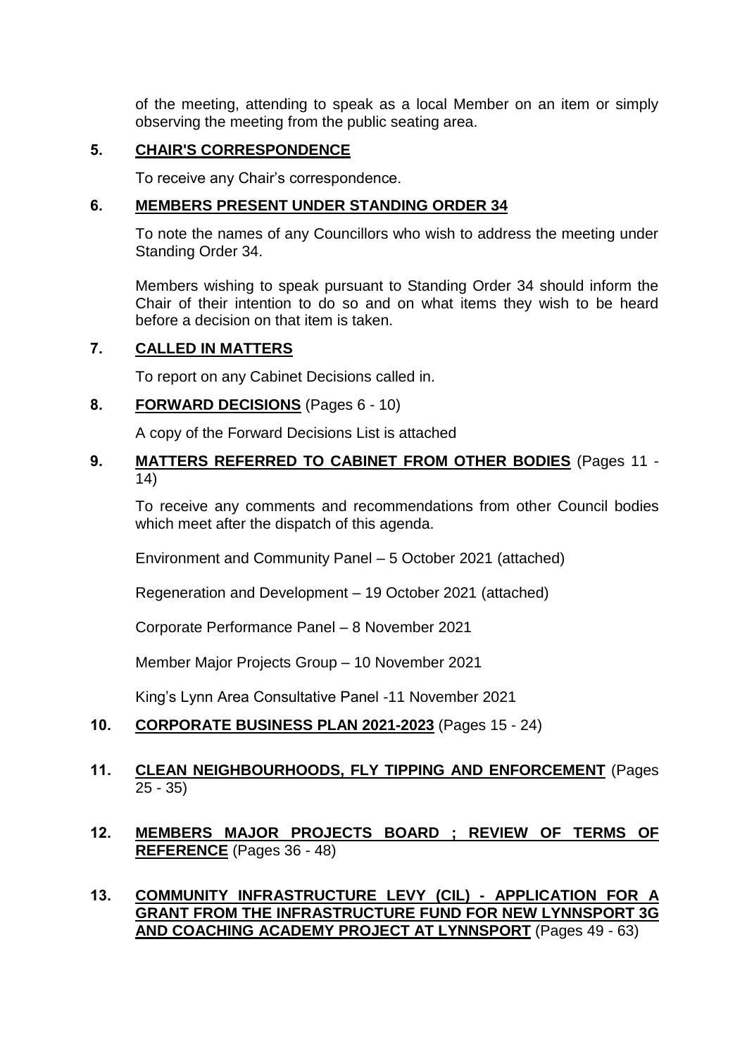of the meeting, attending to speak as a local Member on an item or simply observing the meeting from the public seating area.

**5. CHAIR'S CORRESPONDENCE**

To receive any Chair's correspondence.

**6. MEMBERS PRESENT UNDER STANDING ORDER 34**

To note the names of any Councillors who wish to address the meeting under Standing Order 34.

Members wishing to speak pursuant to Standing Order 34 should inform the Chair of their intention to do so and on what items they wish to be heard before a decision on that item is taken.

**7. CALLED IN MATTERS**

To report on any Cabinet Decisions called in.

**8. FORWARD DECISIONS** (Pages 6 - 10)

A copy of the Forward Decisions List is attached

**9. MATTERS REFERRED TO CABINET FROM OTHER BODIES** (Pages 11 - 14)

To receive any comments and recommendations from other Council bodies which meet after the dispatch of this agenda.

Environment and Community Panel – 5 October 2021 (attached)

Regeneration and Development – 19 October 2021 (attached)

Corporate Performance Panel – 8 November 2021

Member Major Projects Group – 10 November 2021

King's Lynn Area Consultative Panel -11 November 2021

**10. CORPORATE BUSINESS PLAN 2021-2023** (Pages 15 - 24)

**11. CLEAN NEIGHBOURHOODS, FLY TIPPING AND ENFORCEMENT** (Pages 25 - 35)

**12. MEMBERS MAJOR PROJECTS BOARD ; REVIEW OF TERMS OF REFERENCE** (Pages 36 - 48)

**13. COMMUNITY INFRASTRUCTURE LEVY (CIL) - APPLICATION FOR A GRANT FROM THE INFRASTRUCTURE FUND FOR NEW LYNNSPORT 3G AND COACHING ACADEMY PROJECT AT LYNNSPORT** (Pages 49 - 63)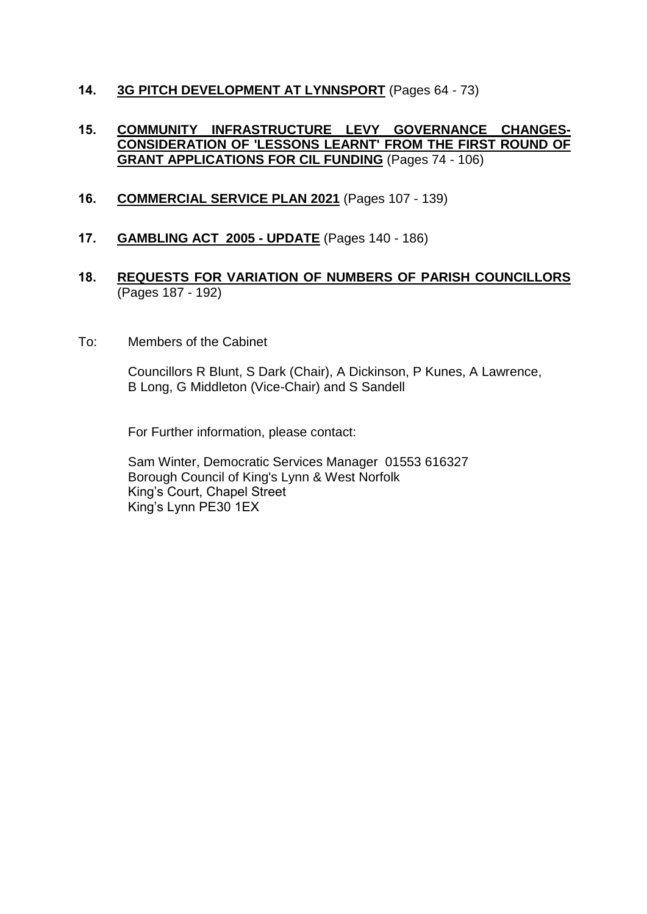14. **<u>3G PITCH DEVELOPMENT AT LYNNSPORT</u>** (Pages 64 - 73)

15. **<u>COMMUNITY INFRASTRUCTURE LEVY GOVERNANCE CHANGES- CONSIDERATION OF 'LESSONS LEARNT' FROM THE FIRST ROUND OF GRANT APPLICATIONS FOR CIL FUNDING</u>** (Pages 74 - 106)

16. **<u>COMMERCIAL SERVICE PLAN 2021</u>** (Pages 107 - 139)

17. **<u>GAMBLING ACT 2005 - UPDATE</u>** (Pages 140 - 186)

18. **<u>REQUESTS FOR VARIATION OF NUMBERS OF PARISH COUNCILLORS</u>** (Pages 187 - 192)

To: Members of the Cabinet

Councillors R Blunt, S Dark (Chair), A Dickinson, P Kunes, A Lawrence, B Long, G Middleton (Vice-Chair) and S Sandell

For Further information, please contact:

Sam Winter, Democratic Services Manager 01553 616327
Borough Council of King's Lynn & West Norfolk
King's Court, Chapel Street
King's Lynn PE30 1EX